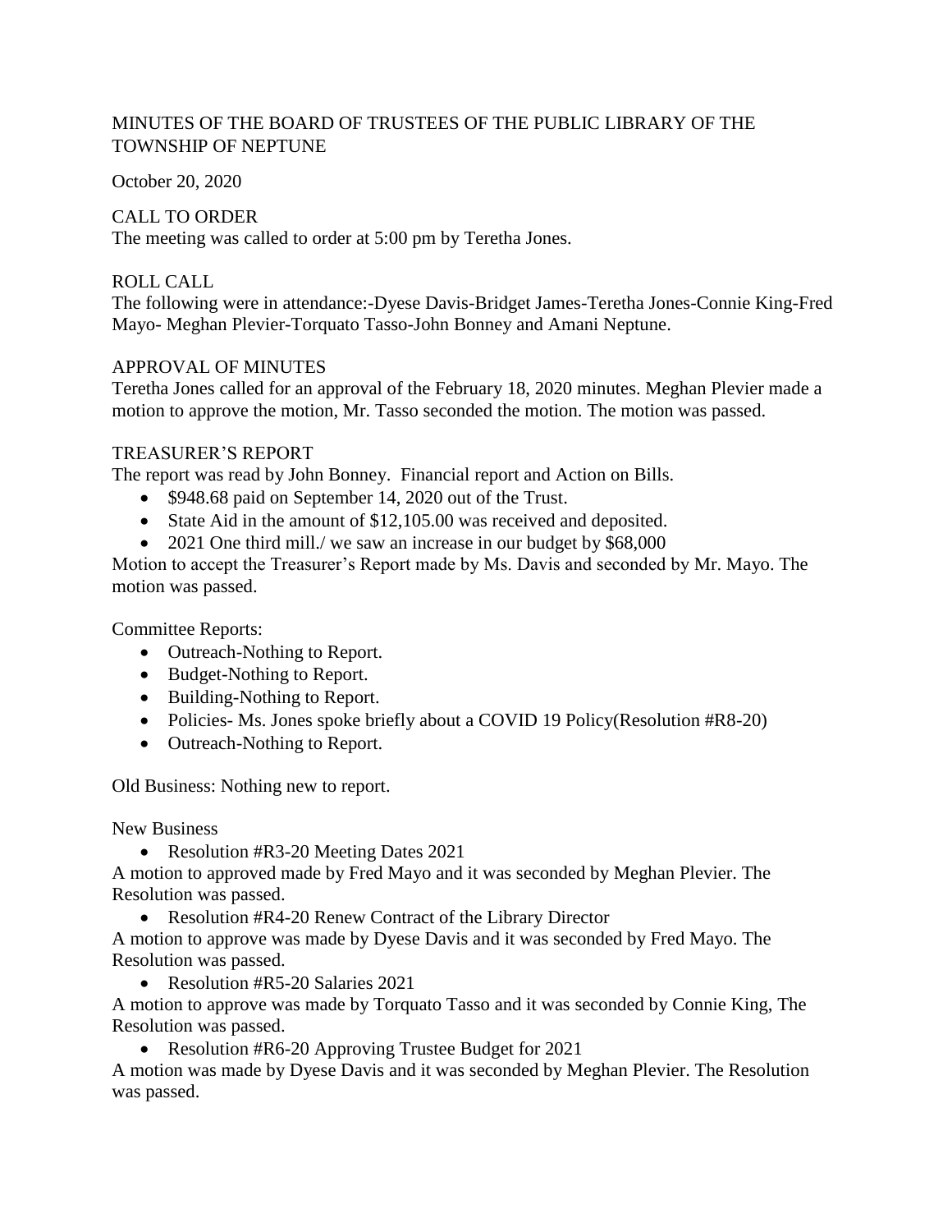# MINUTES OF THE BOARD OF TRUSTEES OF THE PUBLIC LIBRARY OF THE TOWNSHIP OF NEPTUNE

October 20, 2020

## CALL TO ORDER

The meeting was called to order at 5:00 pm by Teretha Jones.

## ROLL CALL

The following were in attendance:-Dyese Davis-Bridget James-Teretha Jones-Connie King-Fred Mayo- Meghan Plevier-Torquato Tasso-John Bonney and Amani Neptune.

## APPROVAL OF MINUTES

Teretha Jones called for an approval of the February 18, 2020 minutes. Meghan Plevier made a motion to approve the motion, Mr. Tasso seconded the motion. The motion was passed.

## TREASURER'S REPORT

The report was read by John Bonney. Financial report and Action on Bills.

- $948.68 paid on September 14, 2020 out of the Trust.
- State Aid in the amount of $12,105.00 was received and deposited.
- 2021 One third mill./ we saw an increase in our budget by $68,000

Motion to accept the Treasurer's Report made by Ms. Davis and seconded by Mr. Mayo. The motion was passed.

Committee Reports:

- Outreach-Nothing to Report.
- Budget-Nothing to Report.
- Building-Nothing to Report.
- Policies- Ms. Jones spoke briefly about a COVID 19 Policy(Resolution #R8-20)
- Outreach-Nothing to Report.

Old Business: Nothing new to report.

New Business

- Resolution #R3-20 Meeting Dates 2021

A motion to approved made by Fred Mayo and it was seconded by Meghan Plevier. The Resolution was passed.

- Resolution #R4-20 Renew Contract of the Library Director

A motion to approve was made by Dyese Davis and it was seconded by Fred Mayo. The Resolution was passed.

- Resolution #R5-20 Salaries 2021

A motion to approve was made by Torquato Tasso and it was seconded by Connie King, The Resolution was passed.

- Resolution #R6-20 Approving Trustee Budget for 2021

A motion was made by Dyese Davis and it was seconded by Meghan Plevier. The Resolution was passed.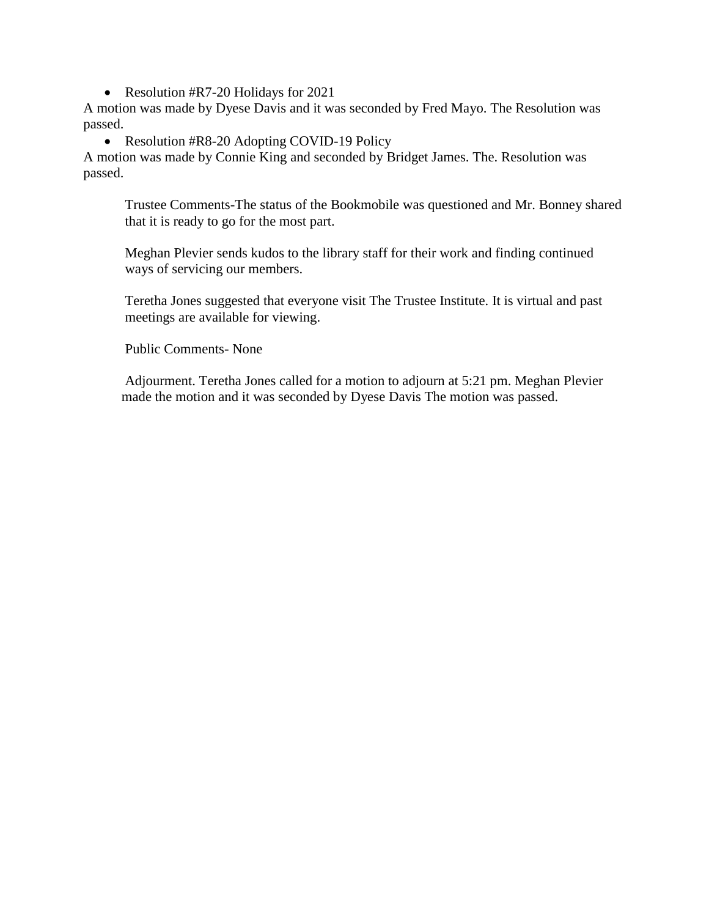- Resolution #R7-20 Holidays for 2021

A motion was made by Dyese Davis and it was seconded by Fred Mayo. The Resolution was passed.

- Resolution #R8-20 Adopting COVID-19 Policy

A motion was made by Connie King and seconded by Bridget James. The. Resolution was passed.

Trustee Comments-The status of the Bookmobile was questioned and Mr. Bonney shared that it is ready to go for the most part.

Meghan Plevier sends kudos to the library staff for their work and finding continued ways of servicing our members.

Teretha Jones suggested that everyone visit The Trustee Institute. It is virtual and past meetings are available for viewing.

Public Comments- None

Adjourment. Teretha Jones called for a motion to adjourn at 5:21 pm. Meghan Plevier made the motion and it was seconded by Dyese Davis The motion was passed.